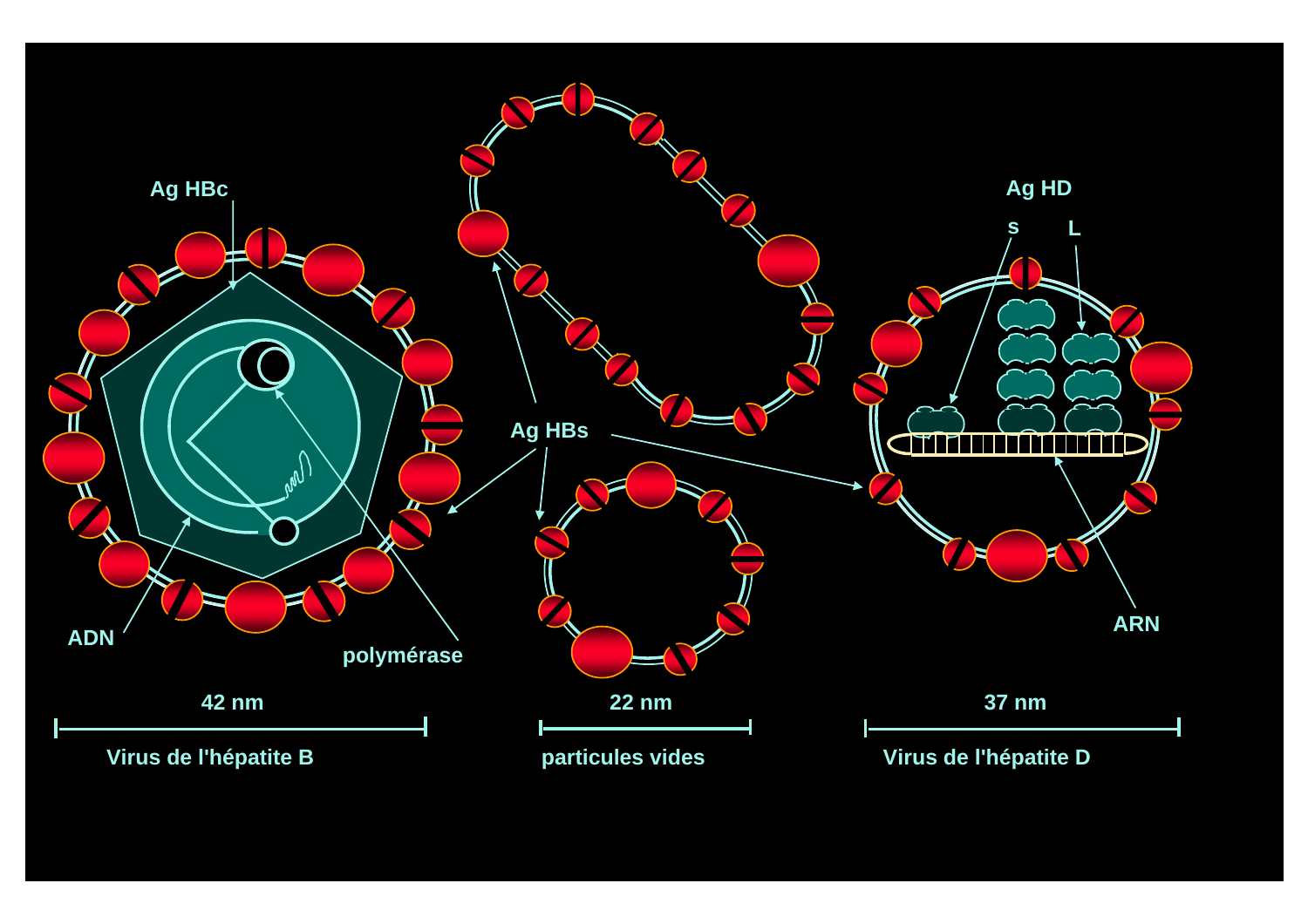Ag HBc

ADN

polymérase

42 nm

Virus de l'hépatite B

Ag HBs

22 nm

particules vides

Ag HD

s

L

ARN

37 nm

Virus de l'hépatite D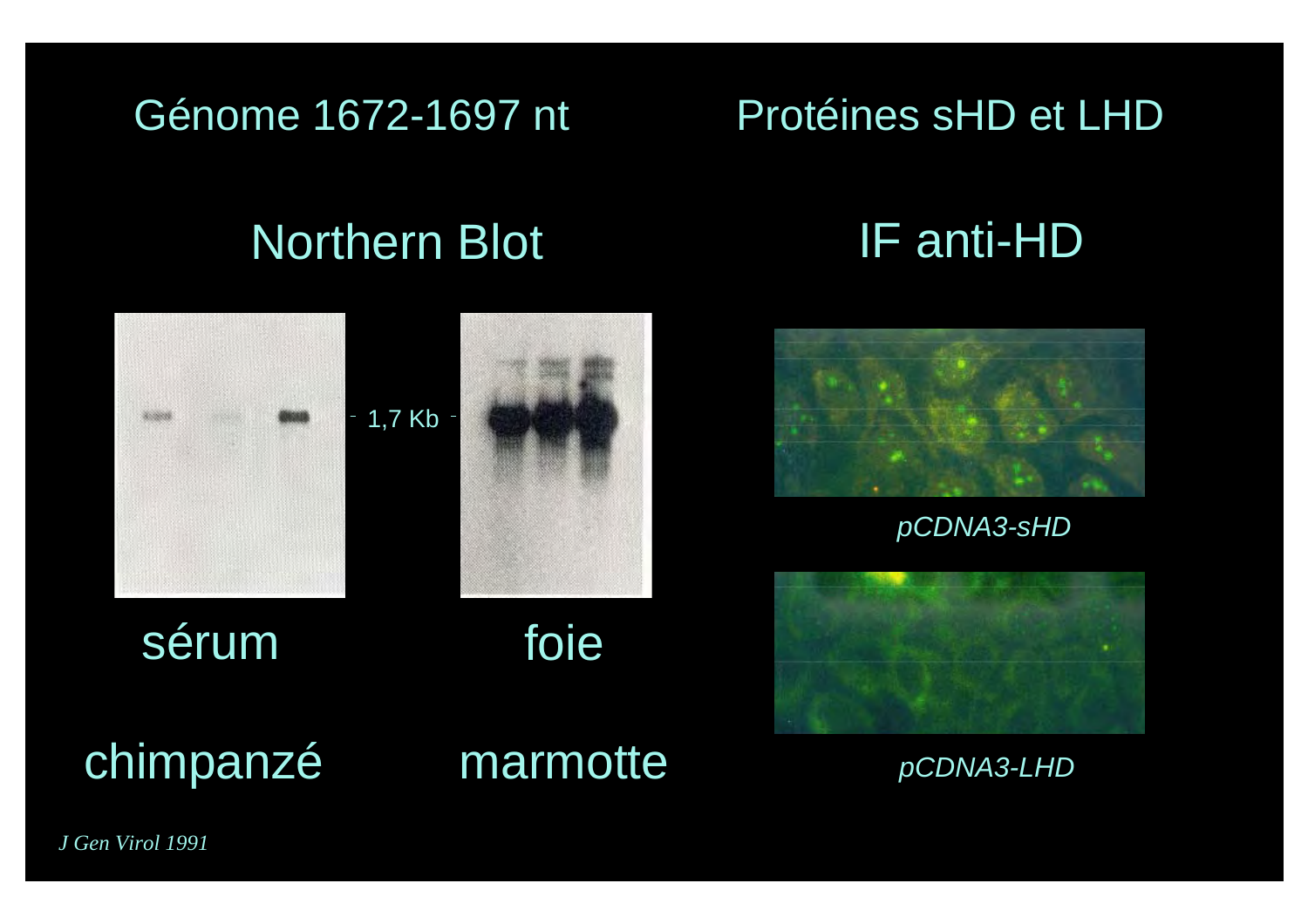Génome 1672-1697 nt

Protéines sHD et LHD

Northern Blot

IF anti-HD

1,7 Kb

sérum

foie

chimpanzé

marmotte

*pCDNA3-sHD*

*pCDNA3-LHD*

*J Gen Virol 1991*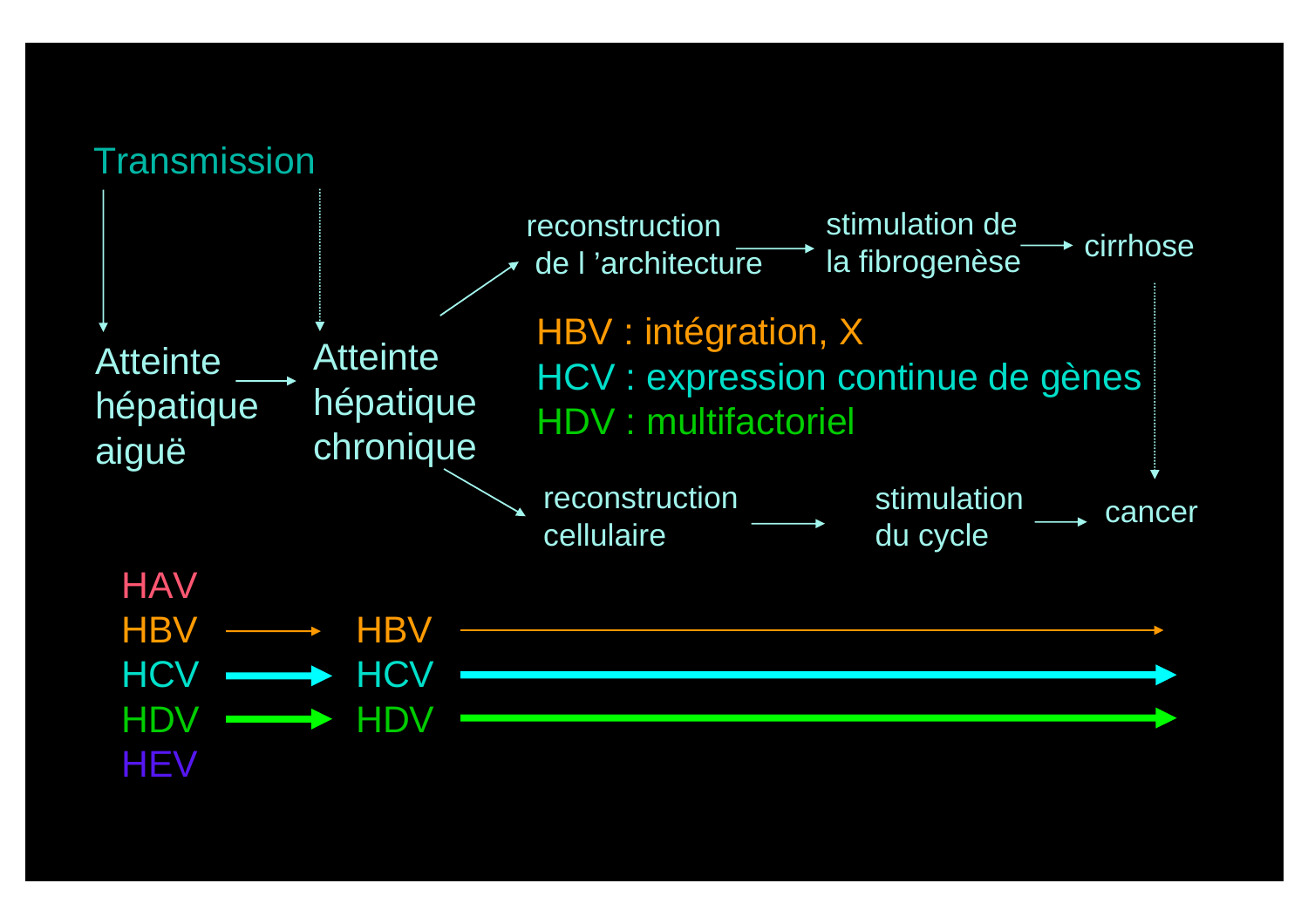Transmission

Atteinte hépatique aiguë → Atteinte hépatique chronique

- reconstruction de l 'architecture → stimulation de la fibrogenèse → cirrhose
- reconstruction cellulaire → stimulation du cycle → cancer

HBV : intégration, X

HCV : expression continue de gènes

HDV : multifactoriel

HAV

HBV → HBV →

HCV → HCV →

HDV → HDV →

HEV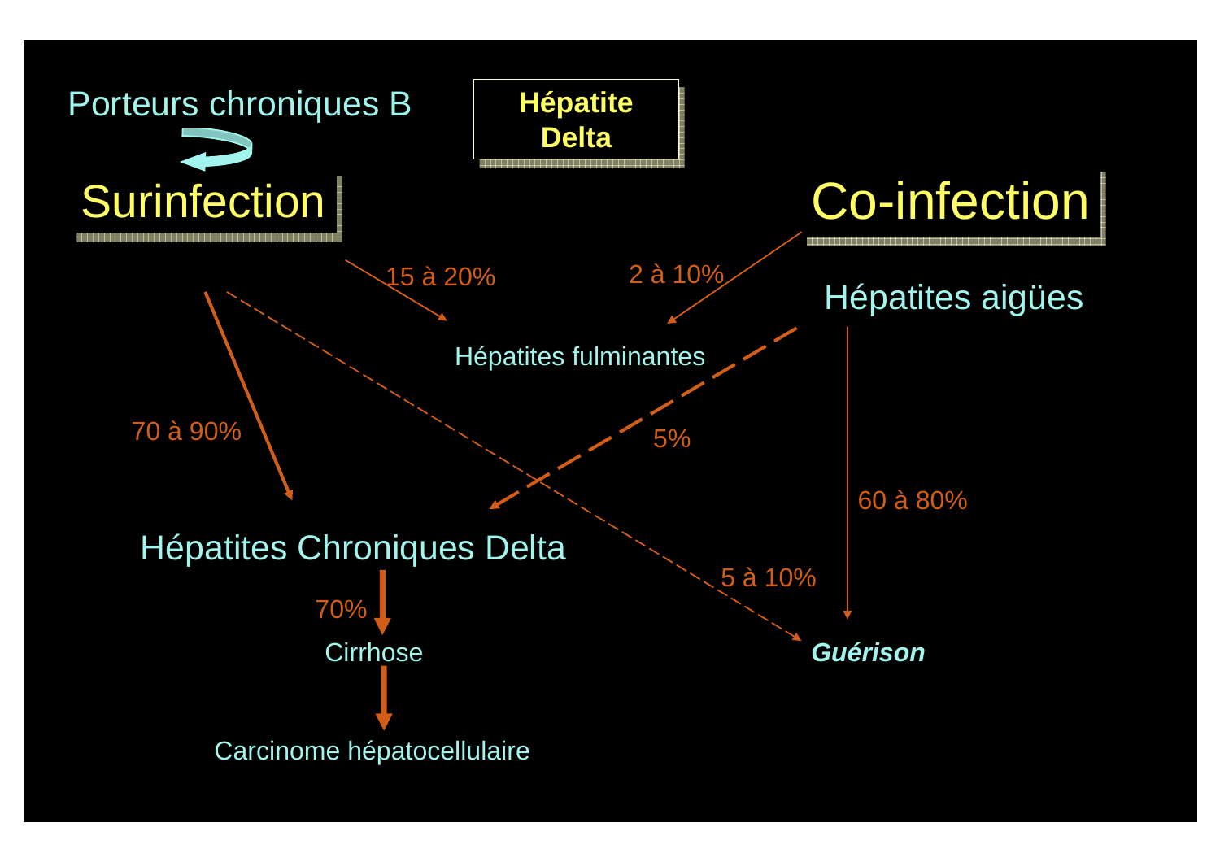# Hépatite Delta

**Porteurs chroniques B** → **Surinfection**

**Co-infection** → Hépatites aigües

- Surinfection → Hépatites fulminantes : 15 à 20%
- Surinfection → Hépatites Chroniques Delta : 70 à 90%
- Surinfection → *Guérison* : 5 à 10%
- Co-infection → Hépatites fulminantes : 2 à 10%
- Hépatites aigües → Hépatites Chroniques Delta : 5%
- Hépatites aigües → *Guérison* : 60 à 80%

Hépatites Chroniques Delta → Cirrhose : 70%

Cirrhose → Carcinome hépatocellulaire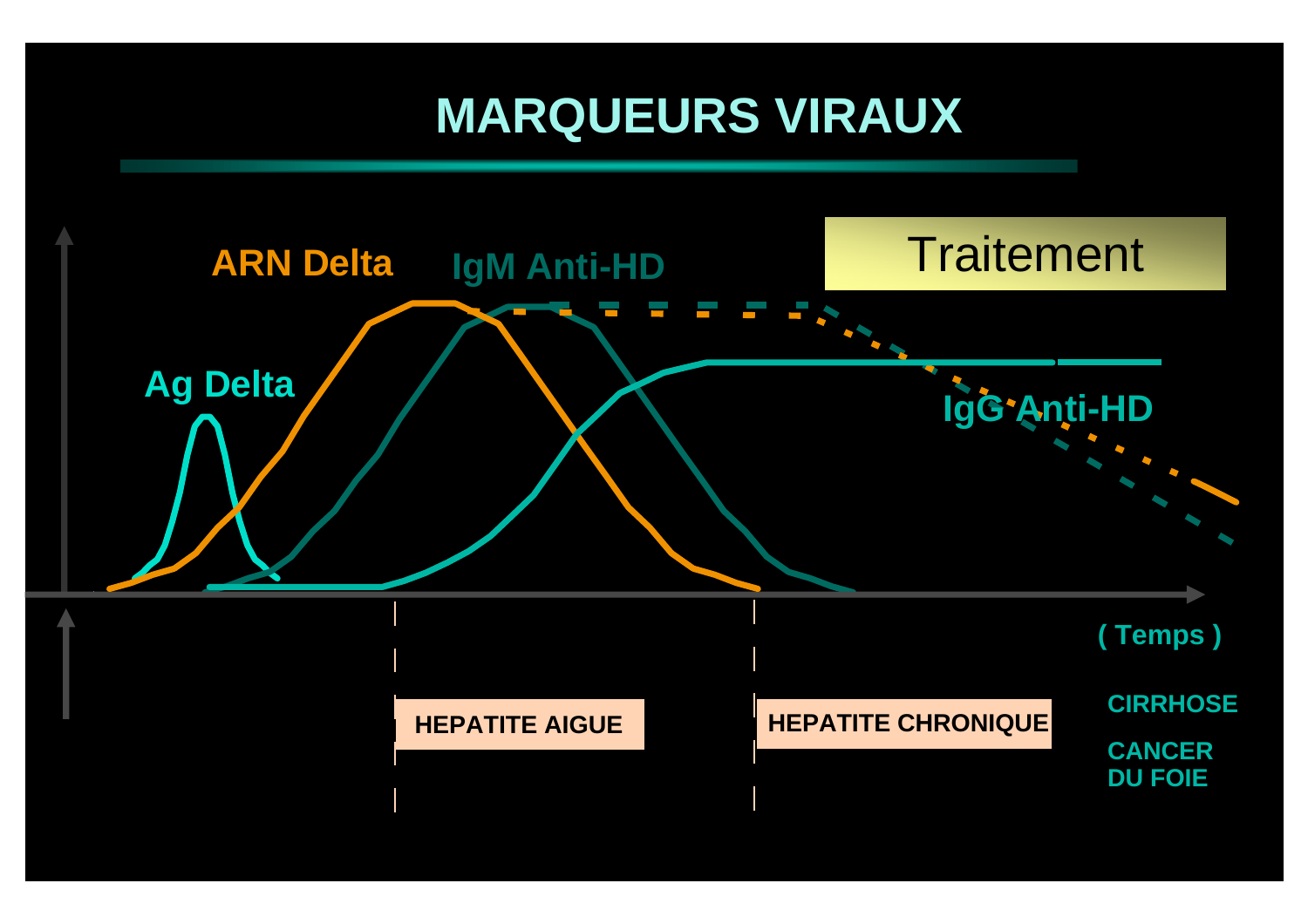# MARQUEURS VIRAUX

Traitement

ARN Delta

IgM Anti-HD

Ag Delta

IgG Anti-HD

( Temps )

HEPATITE AIGUE

HEPATITE CHRONIQUE

CIRRHOSE

CANCER DU FOIE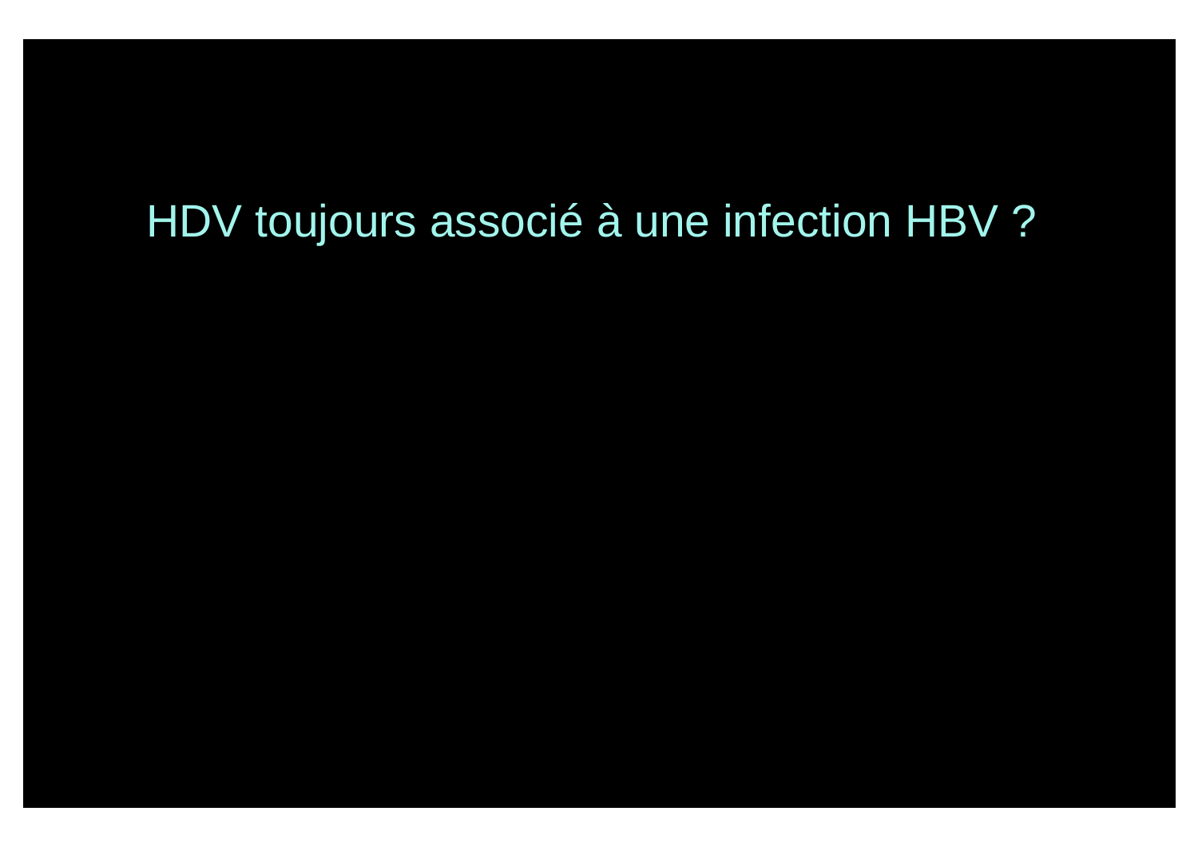HDV toujours associé à une infection HBV ?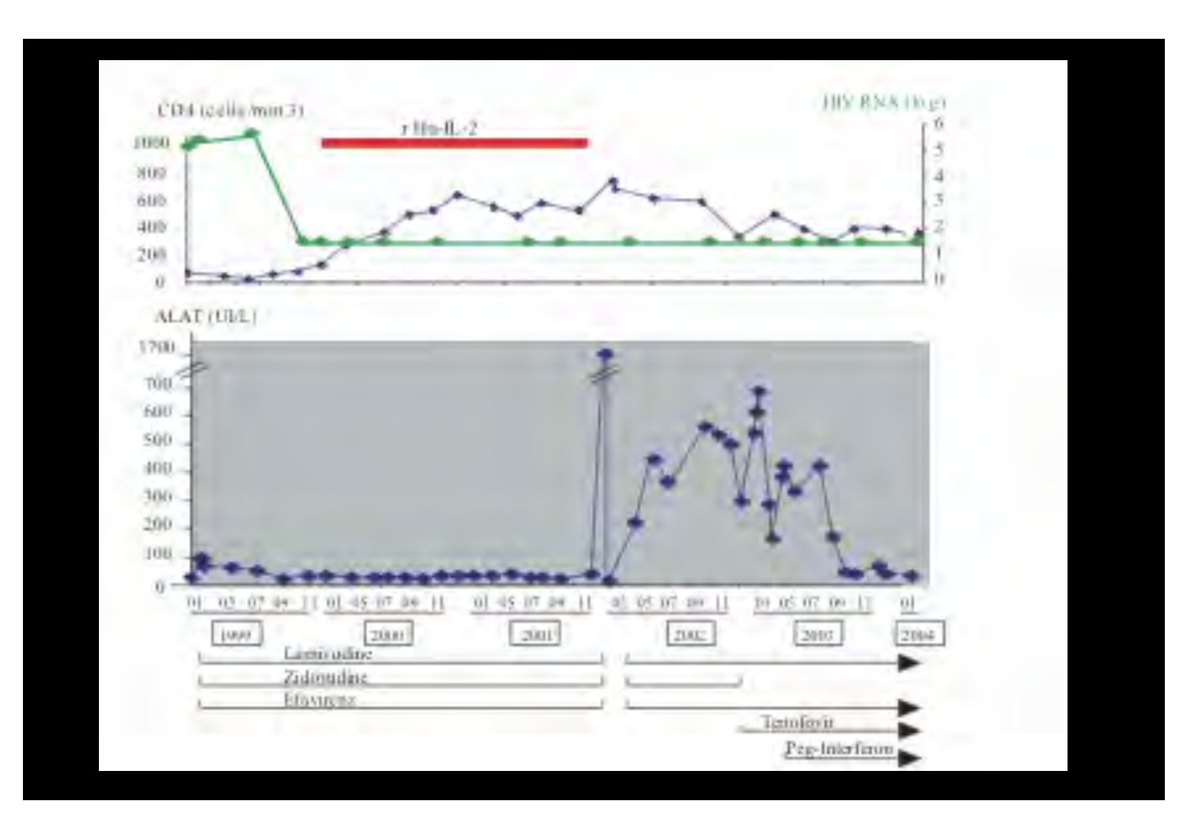CD4 (cells/mm3)

HBV RNA (log)

r Hu-IL-2

ALAT (UI/L)

01 03 07 09 11 01 05 07 09 11 01 05 07 09 11 01 05 07 09 11 01 05 07 09 11 01

1999 2000 2001 2002 2003 2004

Lamivudine

Zidovudine

Efavirenz

Tenofovir

Peg-Interferon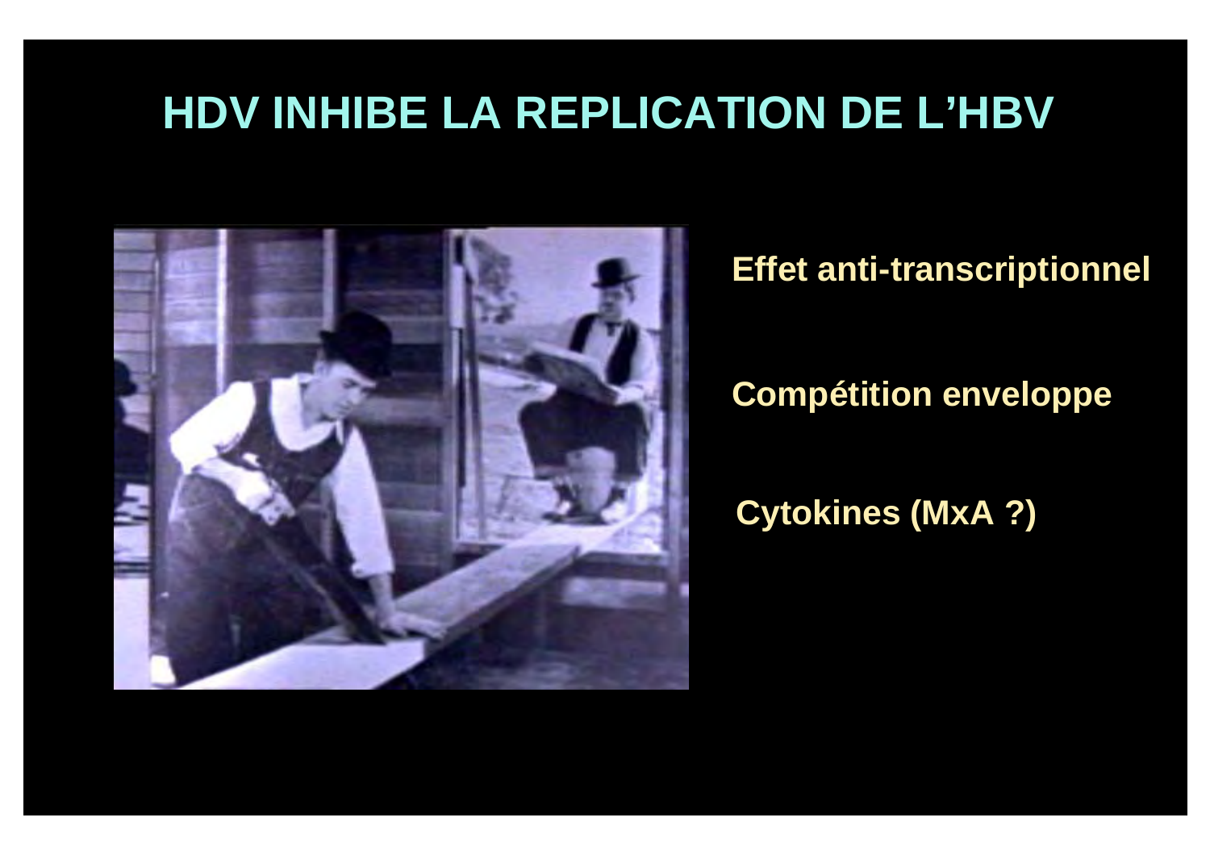# HDV INHIBE LA REPLICATION DE L'HBV

**Effet anti-transcriptionnel**

**Compétition enveloppe**

**Cytokines (MxA ?)**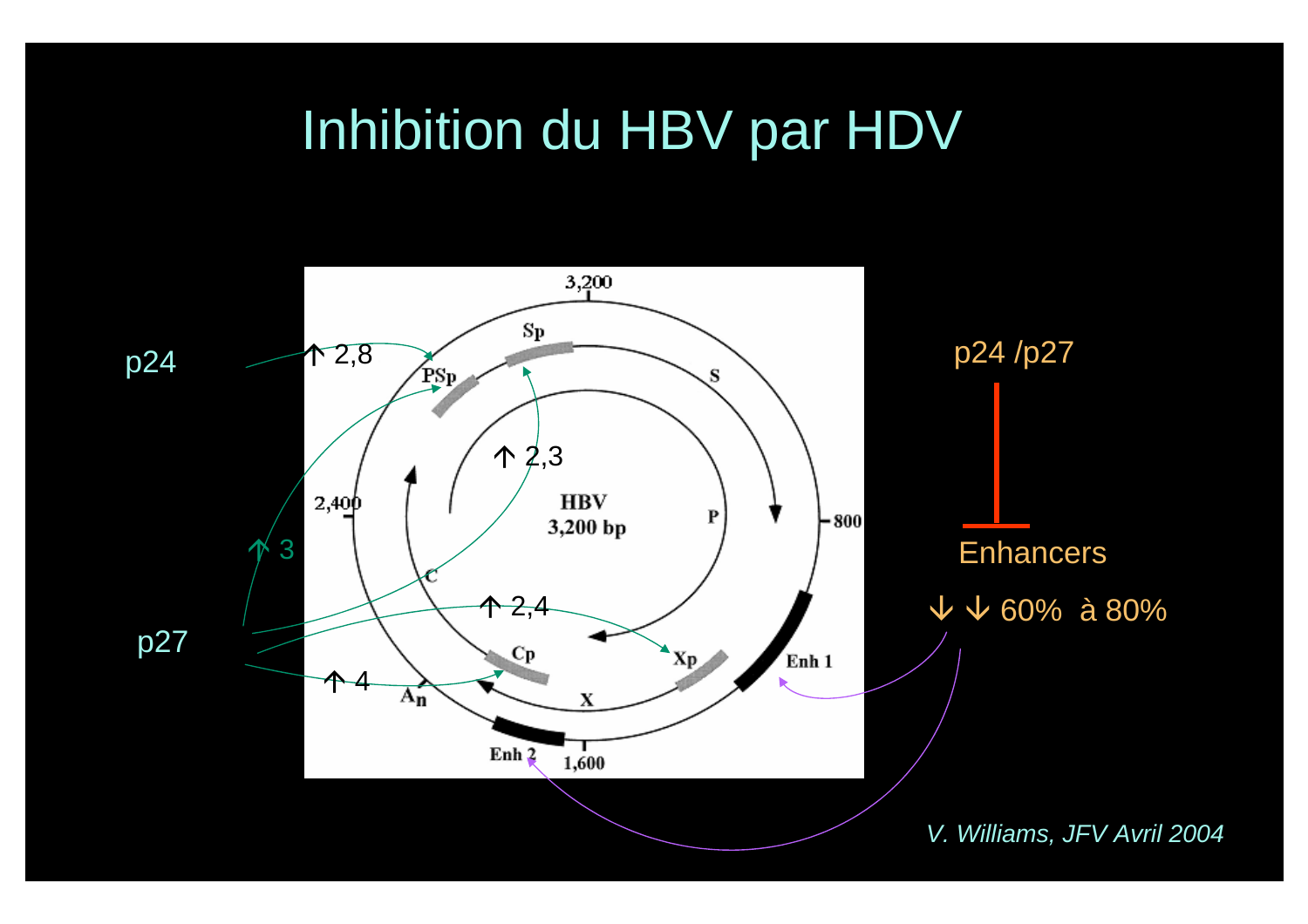# Inhibition du HBV par HDV

p24 ↑ 2,8

p27 ↑ 3

↑ 2,3

↑ 2,4

↑ 4

HBV 3,200 bp

3,200 · 800 · 1,600 · 2,400

Sp · S · P · PSp · C · Cp · X · Xp · An · Enh 1 · Enh 2

p24 /p27

Enhancers

↓ ↓ 60% à 80%

*V. Williams, JFV Avril 2004*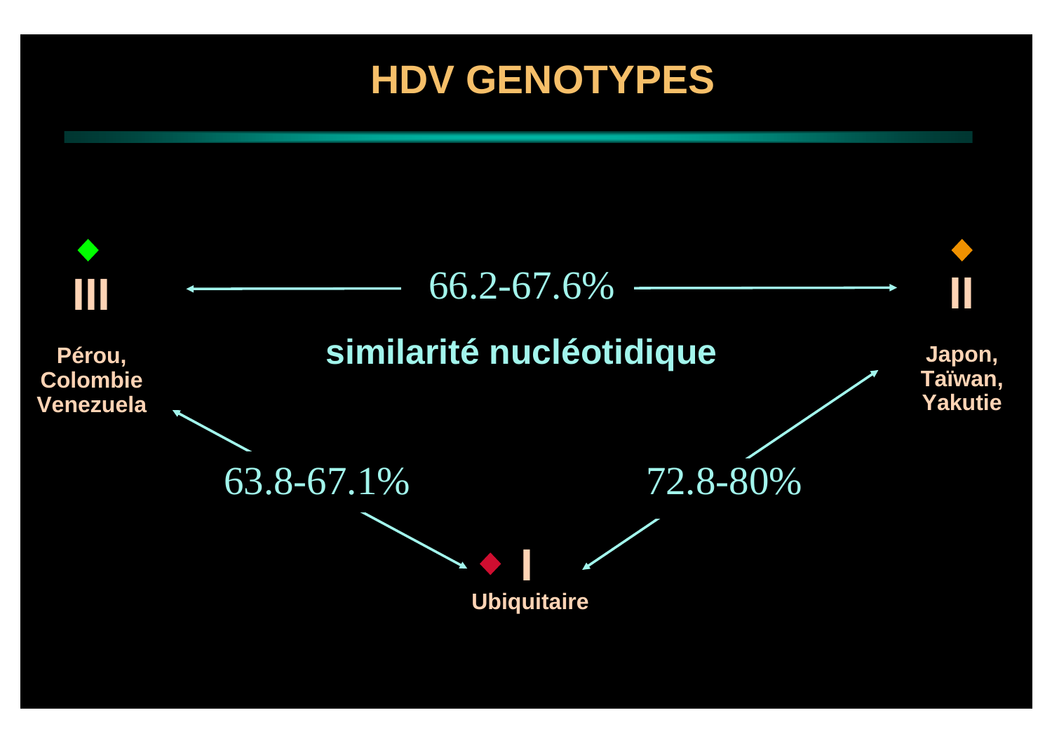# HDV GENOTYPES

**III**

**Pérou, Colombie Venezuela**

66.2-67.6%

**similarité nucléotidique**

**II**

**Japon, Taïwan, Yakutie**

63.8-67.1%

72.8-80%

**I**

**Ubiquitaire**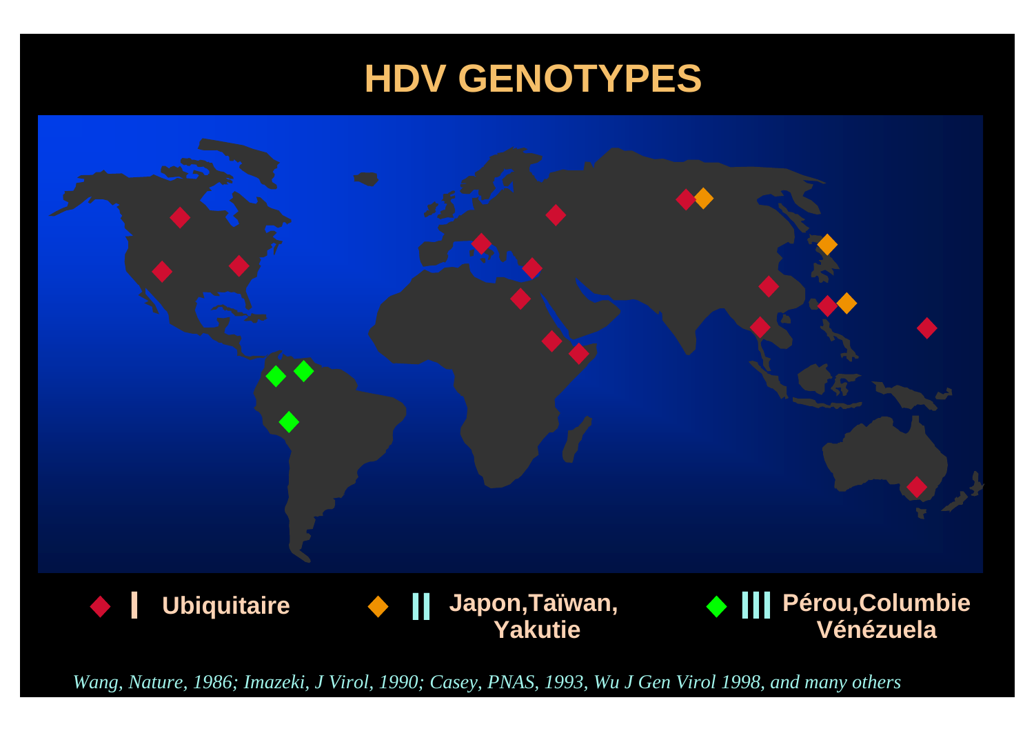# HDV GENOTYPES

◆ **I Ubiquitaire**

◆ **II Japon,Taïwan, Yakutie**

◆ **III Pérou,Columbie Vénézuela**

*Wang, Nature, 1986; Imazeki, J Virol, 1990; Casey, PNAS, 1993, Wu J Gen Virol 1998, and many others*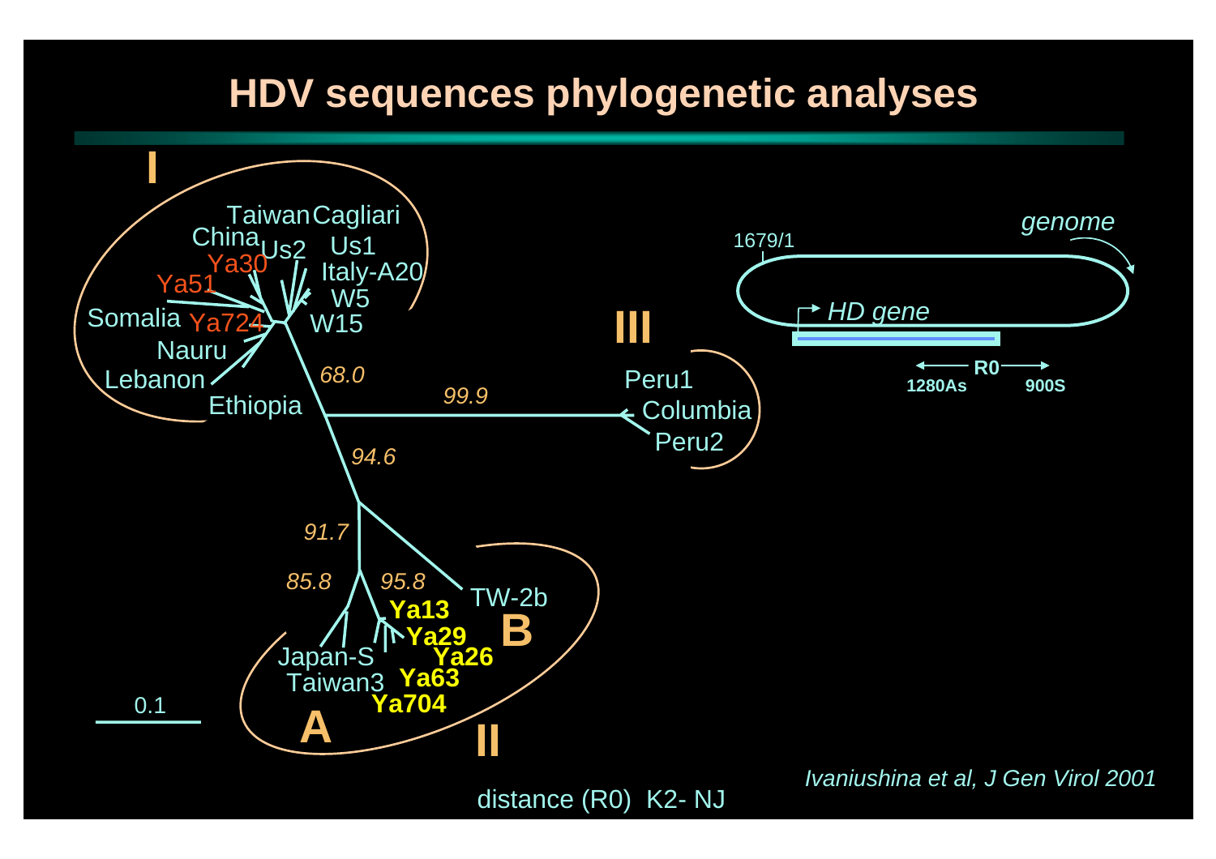# HDV sequences phylogenetic analyses

I

Taiwan Cagliari
China Us2 Us1
Ya30 Italy-A20
Ya51 W5
Somalia Ya724 W15
Nauru
Lebanon
Ethiopia

68.0

99.9

III

Peru1
Columbia
Peru2

94.6

91.7

85.8 95.8

TW-2b

Ya13
Ya29
Ya26
Ya63
Ya704

B

Japan-S
Taiwan3

A

II

0.1

distance (R0) K2- NJ

1679/1

*genome*

*HD gene*

R0

1280As 900S

*Ivaniushina et al, J Gen Virol 2001*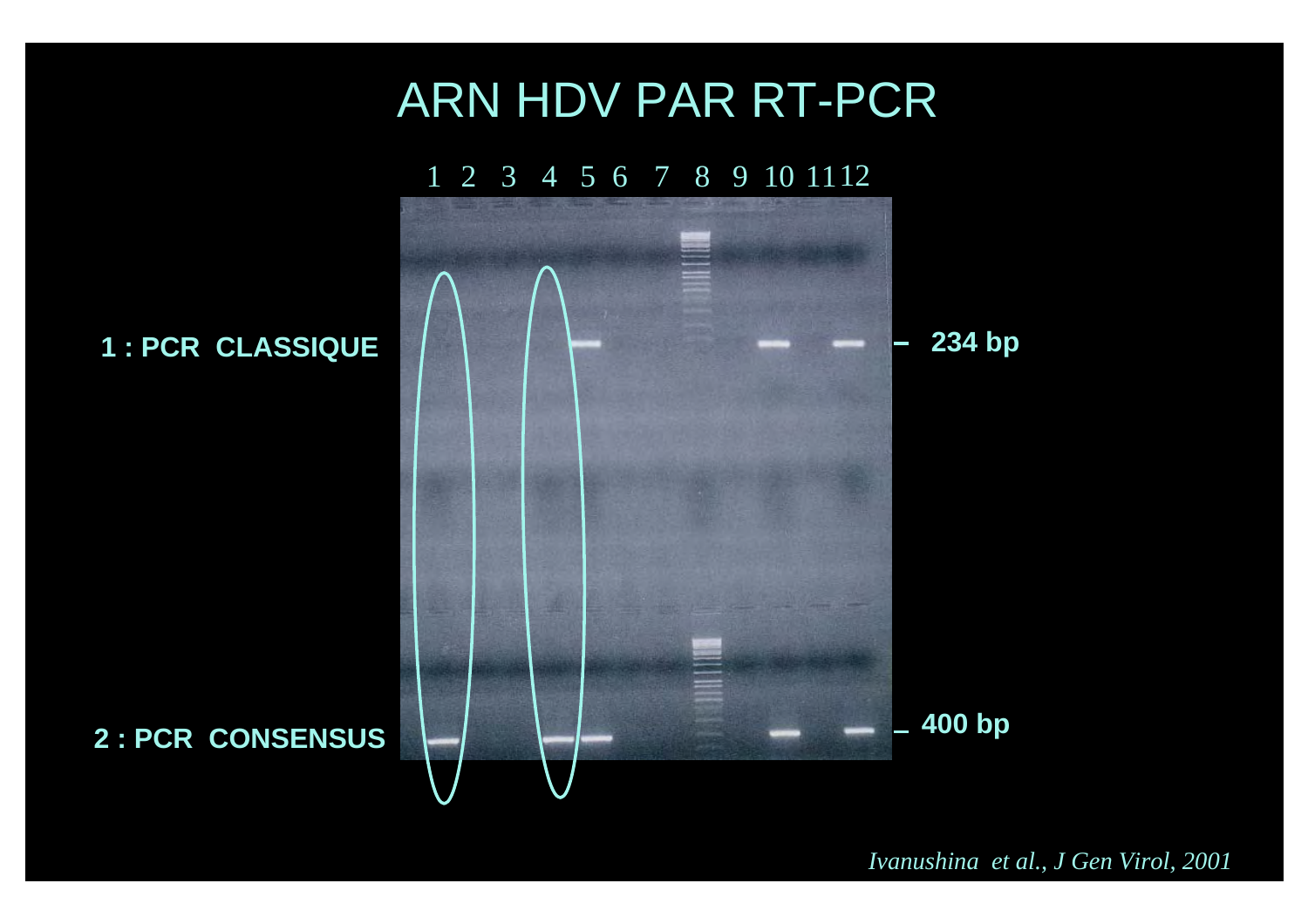# ARN HDV PAR RT-PCR

1 2 3 4 5 6 7 8 9 10 11 12

**1 : PCR CLASSIQUE** — **234 bp**

**2 : PCR CONSENSUS** — **400 bp**

*Ivanushina et al., J Gen Virol, 2001*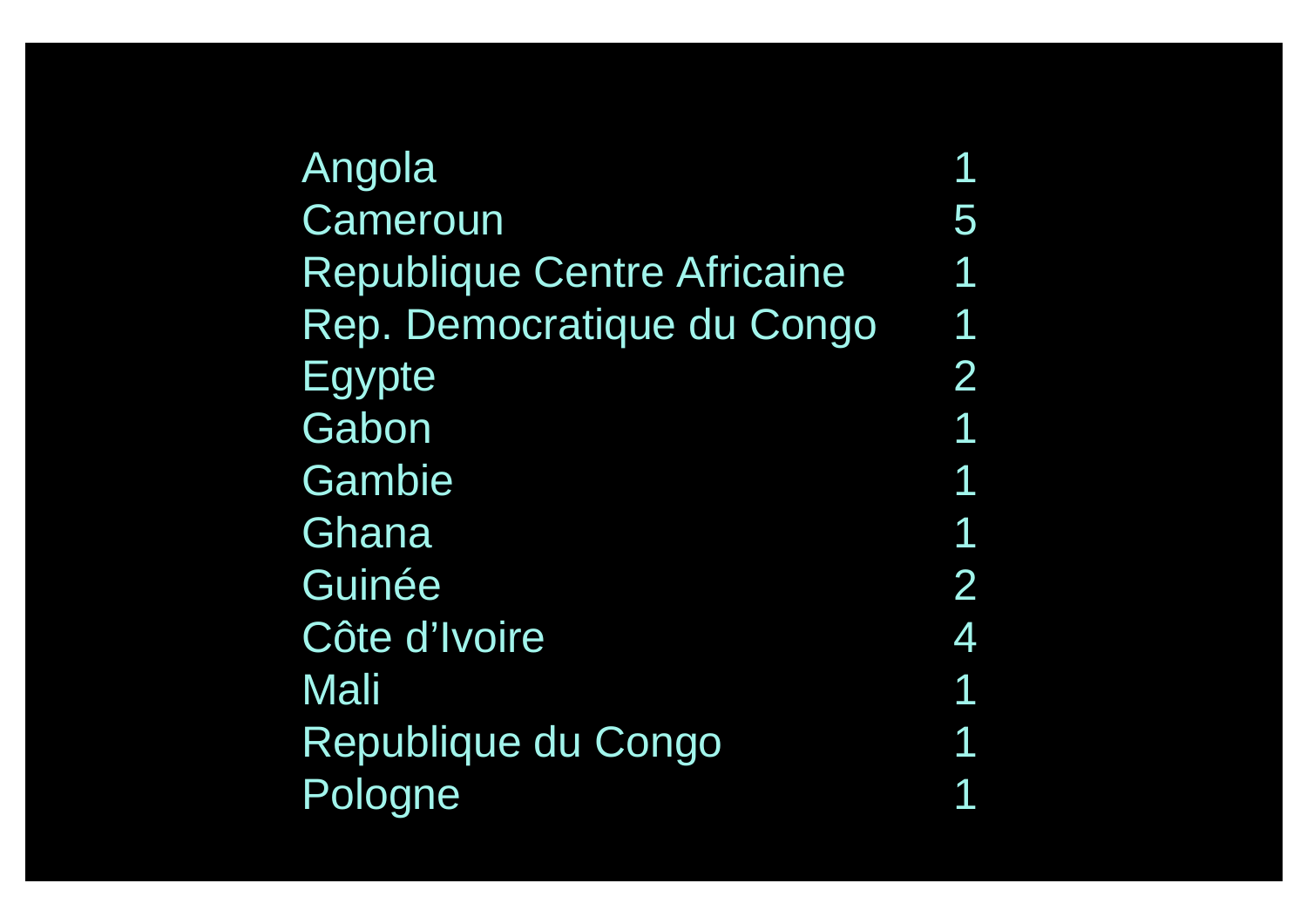| | |
|---|---|
| Angola | 1 |
| Cameroun | 5 |
| Republique Centre Africaine | 1 |
| Rep. Democratique du Congo | 1 |
| Egypte | 2 |
| Gabon | 1 |
| Gambie | 1 |
| Ghana | 1 |
| Guinée | 2 |
| Côte d’Ivoire | 4 |
| Mali | 1 |
| Republique du Congo | 1 |
| Pologne | 1 |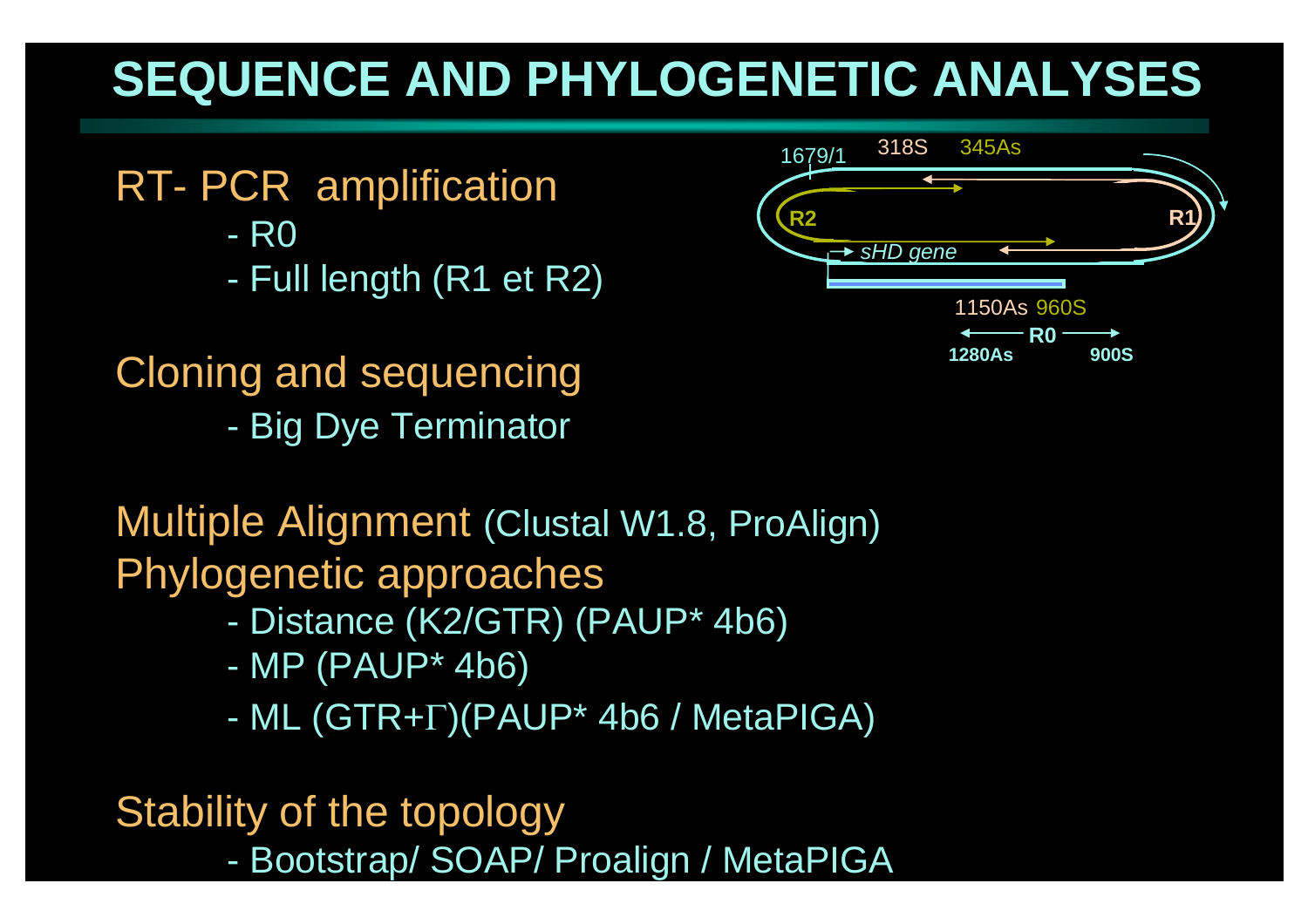# SEQUENCE AND PHYLOGENETIC ANALYSES

RT- PCR amplification
- R0
- Full length (R1 et R2)

1679/1 318S 345As

R2 R1

sHD gene

1150As 960S

R0

1280As 900S

Cloning and sequencing
- Big Dye Terminator

Multiple Alignment (Clustal W1.8, ProAlign)

Phylogenetic approaches
- Distance (K2/GTR) (PAUP* 4b6)
- MP (PAUP* 4b6)
- ML (GTR+Γ)(PAUP* 4b6 / MetaPIGA)

Stability of the topology
- Bootstrap/ SOAP/ Proalign / MetaPIGA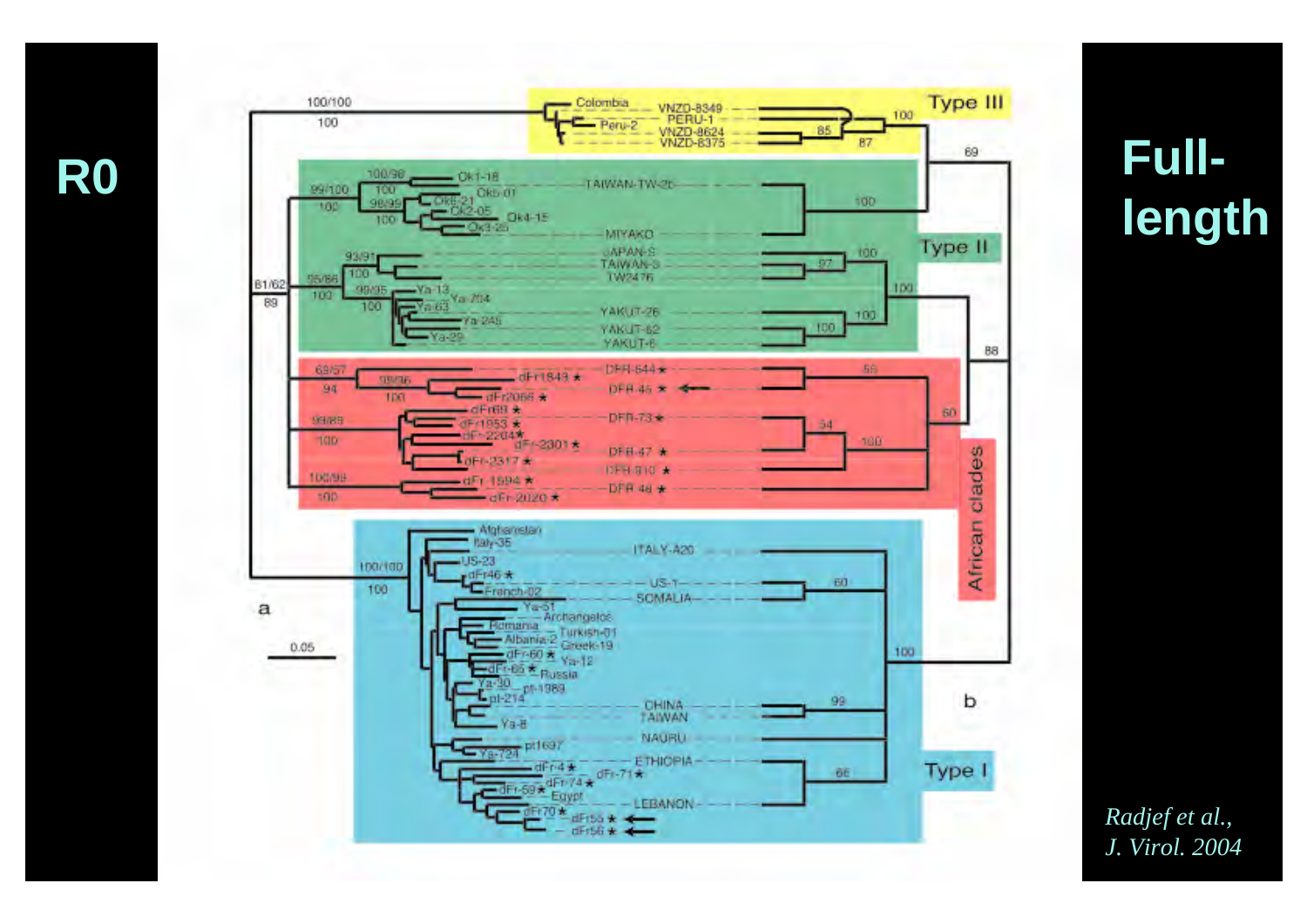# R0

# Full-length

*Radjef et al., J. Virol. 2004*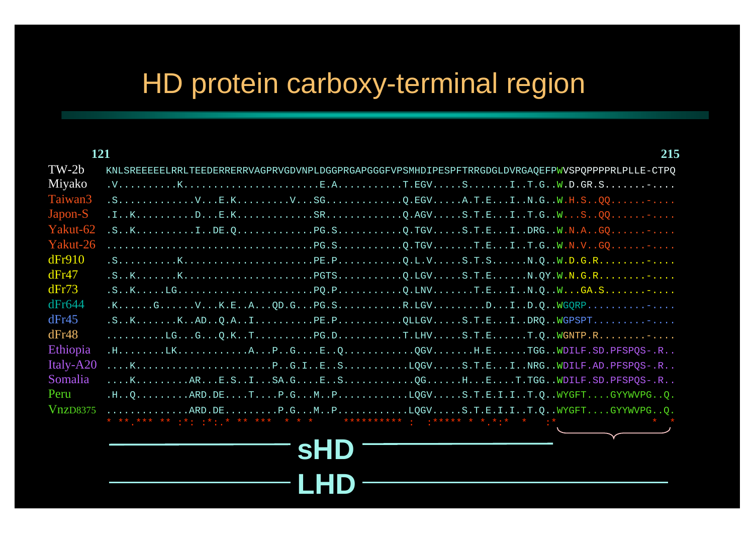# HD protein carboxy-terminal region

```
121                                                                                                             215
TW-2b     KNLSREEEEELRRLTEEDERRERRVAGPRVGDVNPLDGGPRGAPGGGFVPSMHDIPESPFTRRGDGLDVRGAQEFPWVSPQPPPPRLPLLE-CTPQ
Miyako    .V..........K.......................E.A...........T.EGV.....S.......I..T.G..W.D.GR.S.......-....
Taiwan3   .S.............V...E.K.........V...SG.............Q.EGV.....A.T.E...I..N.G..W.H.S..QQ......-....
Japon-S   .I..K..........D...E.K.............SR.............Q.AGV.....S.T.E...I..T.G..W...S..QQ......-....
Yakut-62  .S..K..........I..DE.Q.............PG.S...........Q.TGV.....S.T.E...I..DRG..W.N.A..GQ......-....
Yakut-26  ...................................PG.S...........Q.TGV.......T.E...I..T.G..W.N.V..GQ......-....
dFr910    .S..........K......................PE.P...........Q.L.V.....S.T.S......N.Q..W.D.G.R........-....
dFr47     .S..K.......K......................PGTS...........Q.LGV.....S.T.E......N.QY.W.N.G.R........-....
dFr73     .S..K.....LG.......................PQ.P...........Q.LNV.......T.E...I..N.Q..W...GA.S.......-....
dFr644    .K......G......V...K.E..A...QD.G...PG.S...........R.LGV.........D...I..D.Q..WGQRP..........-....
dFr45     .S..K.......K..AD..Q.A..I..........PE.P...........QLLGV.....S.T.E...I..DRQ..WGPSPT.........-....
dFr48     ..........LG...G...Q.K..T..........PG.D...........T.LHV.....S.T.E......T.Q..WGNTP.R........-....
Ethiopia  .H........LK............A...P..G....E..Q............QGV.......H.E......TGG..WDILF.SD.PFSPQS-.R..
Italy-A20 ....K......................P..G.I..E..S...........LQGV.....S.T.E...I..NRG..WDILF.AD.PFSPQS-.R..
Somalia   ....K.........AR...E.S..I...SA.G....E..S............QG......H...E....T.TGG..WDILF.SD.PFSPQS-.R..
Peru      .H..Q.........ARD.DE....T....P.G...M..P...........LQGV.....S.T.E.I.I..T.Q..WYGFT....GYYWVPG..Q.
VnzD8375  ..............ARD.DE.........P.G...M..P............LQGV.....S.T.E.I.I..T.Q..WYGFT....GYYWVPG..Q.
          * **.*** ** :*: :*:.* ** ***  * * *     ********** :  :***** * *.*:*  *    :*                 *  *
```

sHD

LHD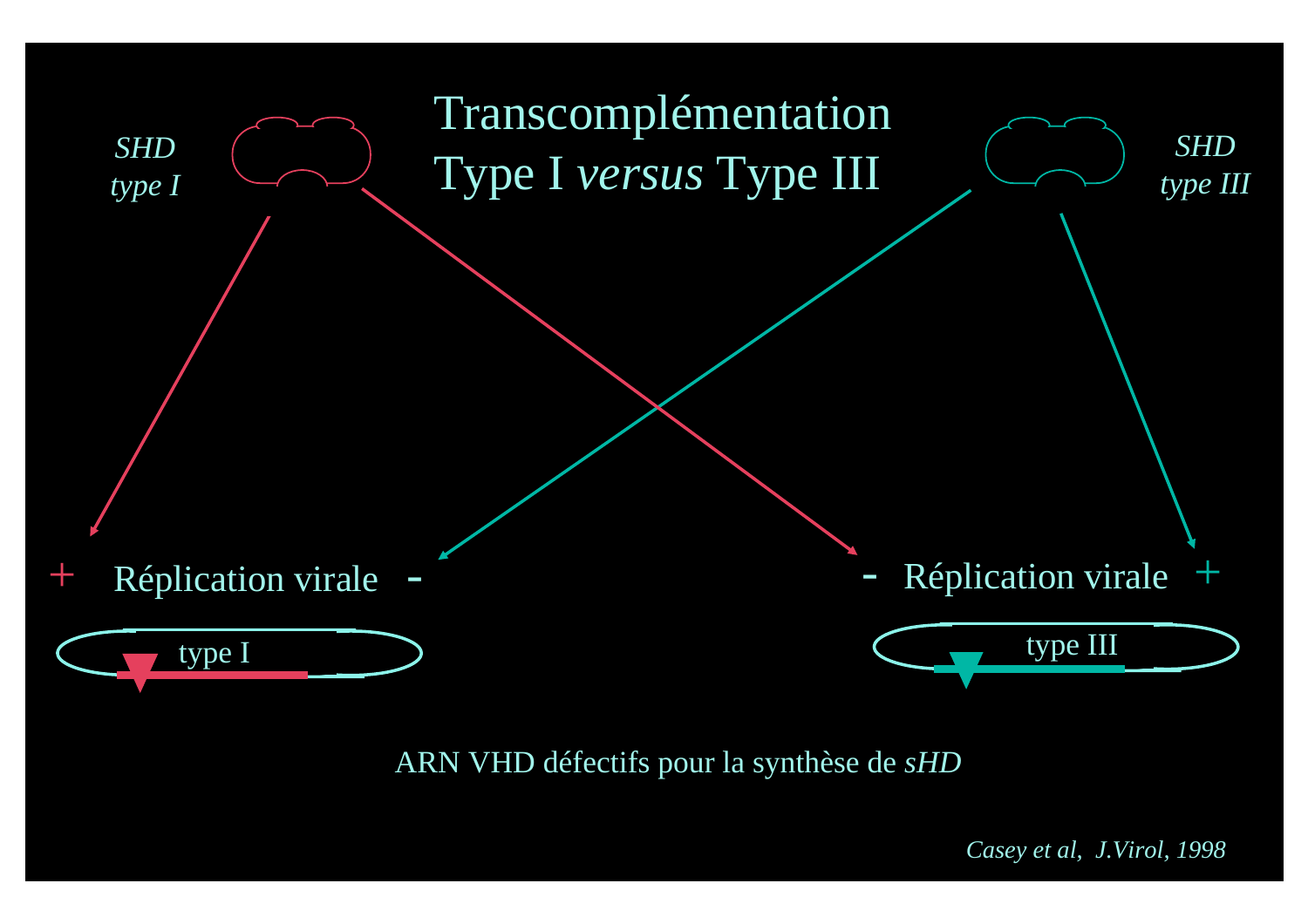# Transcomplémentation
# Type I *versus* Type III

*SHD type I*

*SHD type III*

\+ Réplication virale -

\- Réplication virale +

type I

type III

ARN VHD défectifs pour la synthèse de *sHD*

*Casey et al, J.Virol, 1998*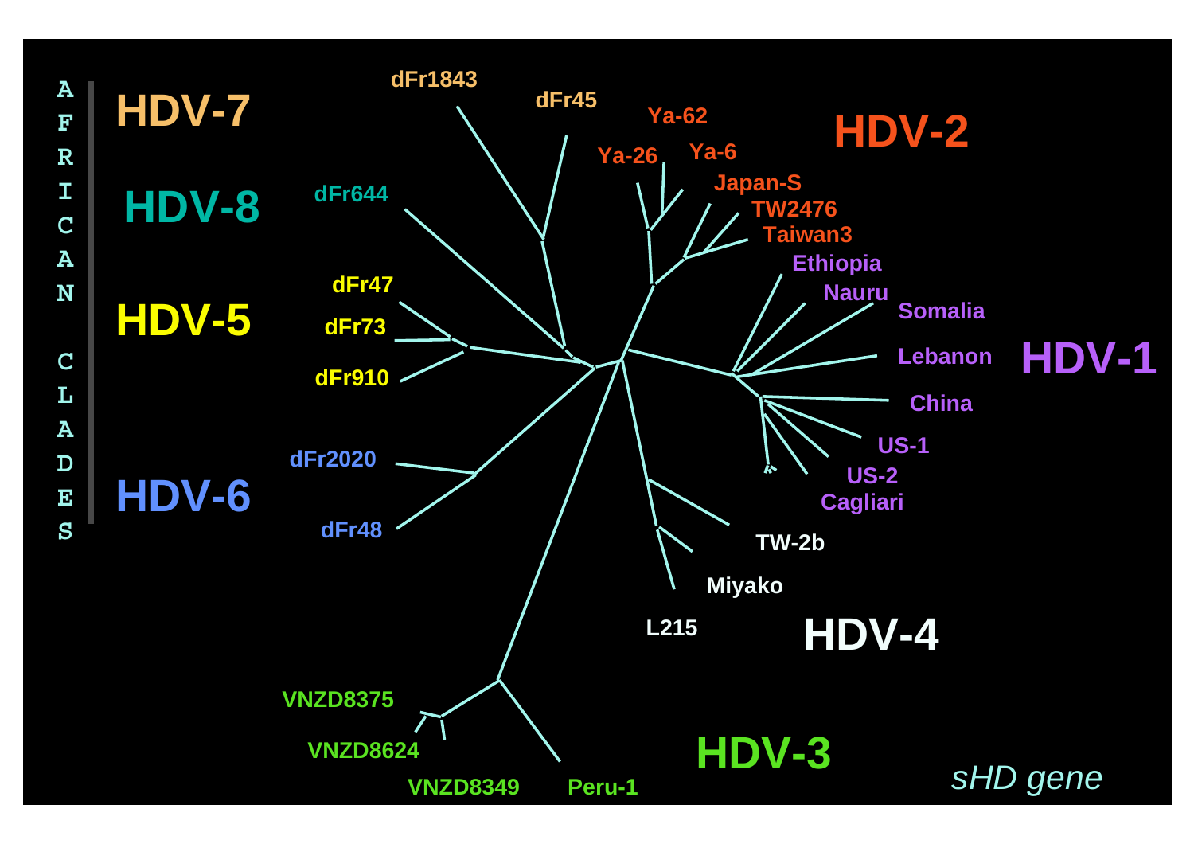AFRICAN CLADES

HDV-7

dFr1843

dFr45

HDV-8

dFr644

HDV-5

dFr47

dFr73

dFr910

HDV-6

dFr2020

dFr48

HDV-2

Ya-62

Ya-26

Ya-6

Japan-S

TW2476

Taiwan3

HDV-1

Ethiopia

Nauru

Somalia

Lebanon

China

US-1

US-2

Cagliari

HDV-4

TW-2b

Miyako

L215

HDV-3

VNZD8375

VNZD8624

VNZD8349

Peru-1

*sHD gene*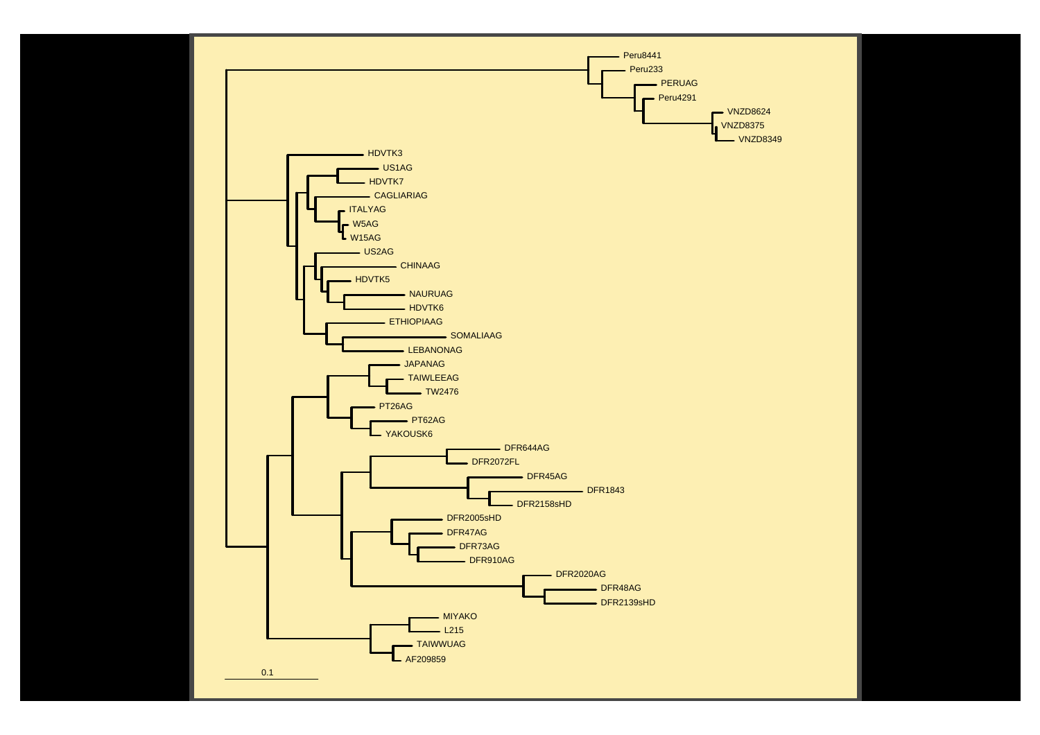Peru8441
Peru233
PERUAG
Peru4291
VNZD8624
VNZD8375
VNZD8349
HDVTK3
US1AG
HDVTK7
CAGLIARIAG
ITALYAG
W5AG
W15AG
US2AG
CHINAAG
HDVTK5
NAURUAG
HDVTK6
ETHIOPIAAG
SOMALIAAG
LEBANONAG
JAPANAG
TAIWLEEAG
TW2476
PT26AG
PT62AG
YAKOUSK6
DFR644AG
DFR2072FL
DFR45AG
DFR1843
DFR2158sHD
DFR2005sHD
DFR47AG
DFR73AG
DFR910AG
DFR2020AG
DFR48AG
DFR2139sHD
MIYAKO
L215
TAIWWUAG
AF209859

0.1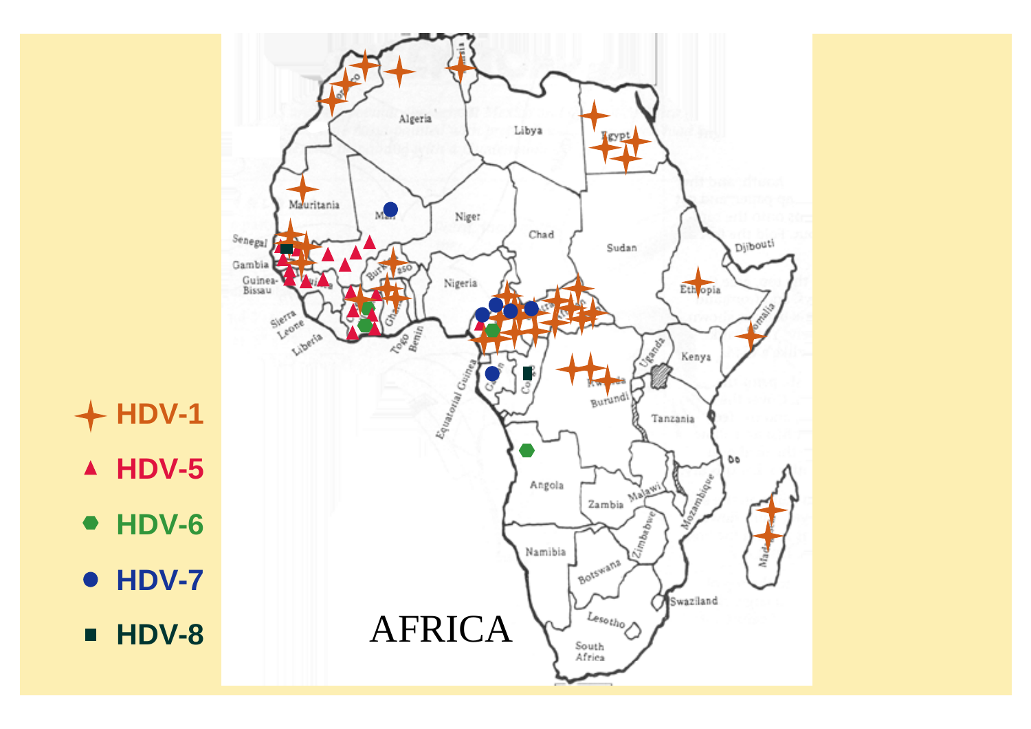AFRICA

- HDV-1
- HDV-5
- HDV-6
- HDV-7
- HDV-8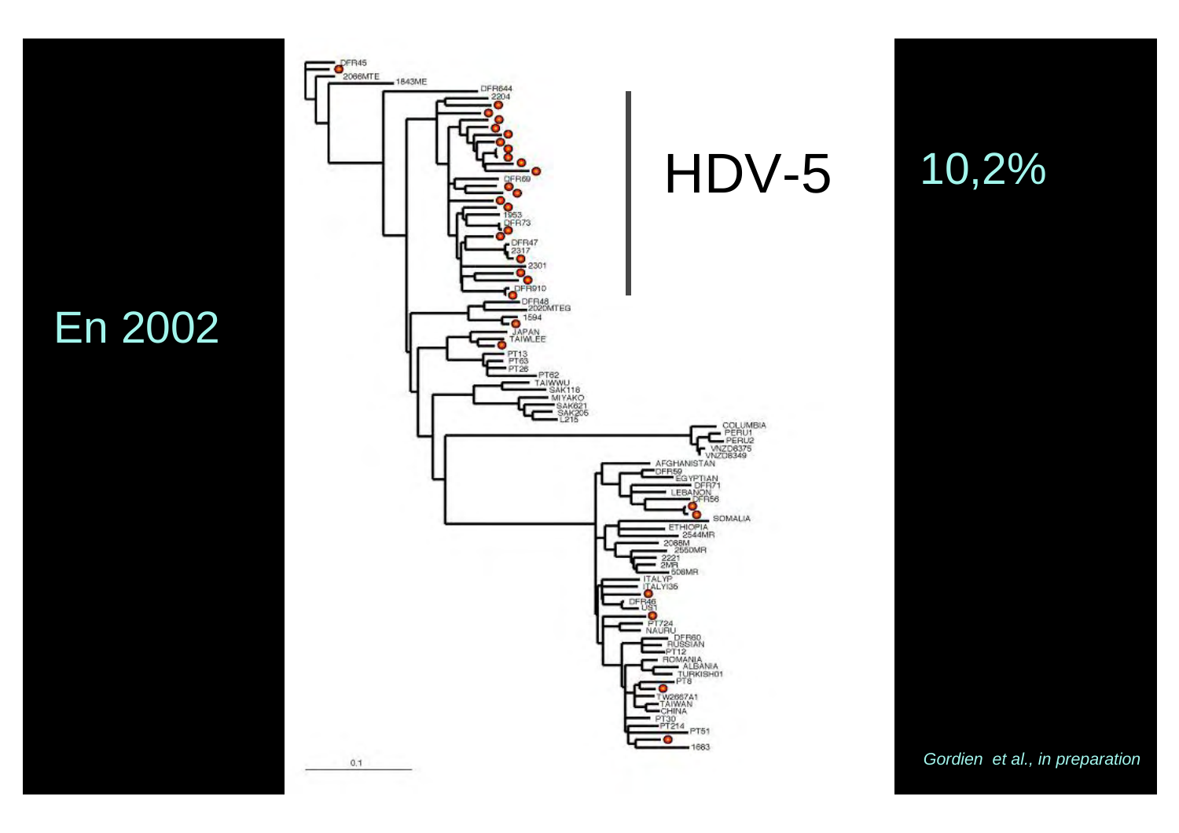En 2002

HDV-5

10,2%

*Gordien et al., in preparation*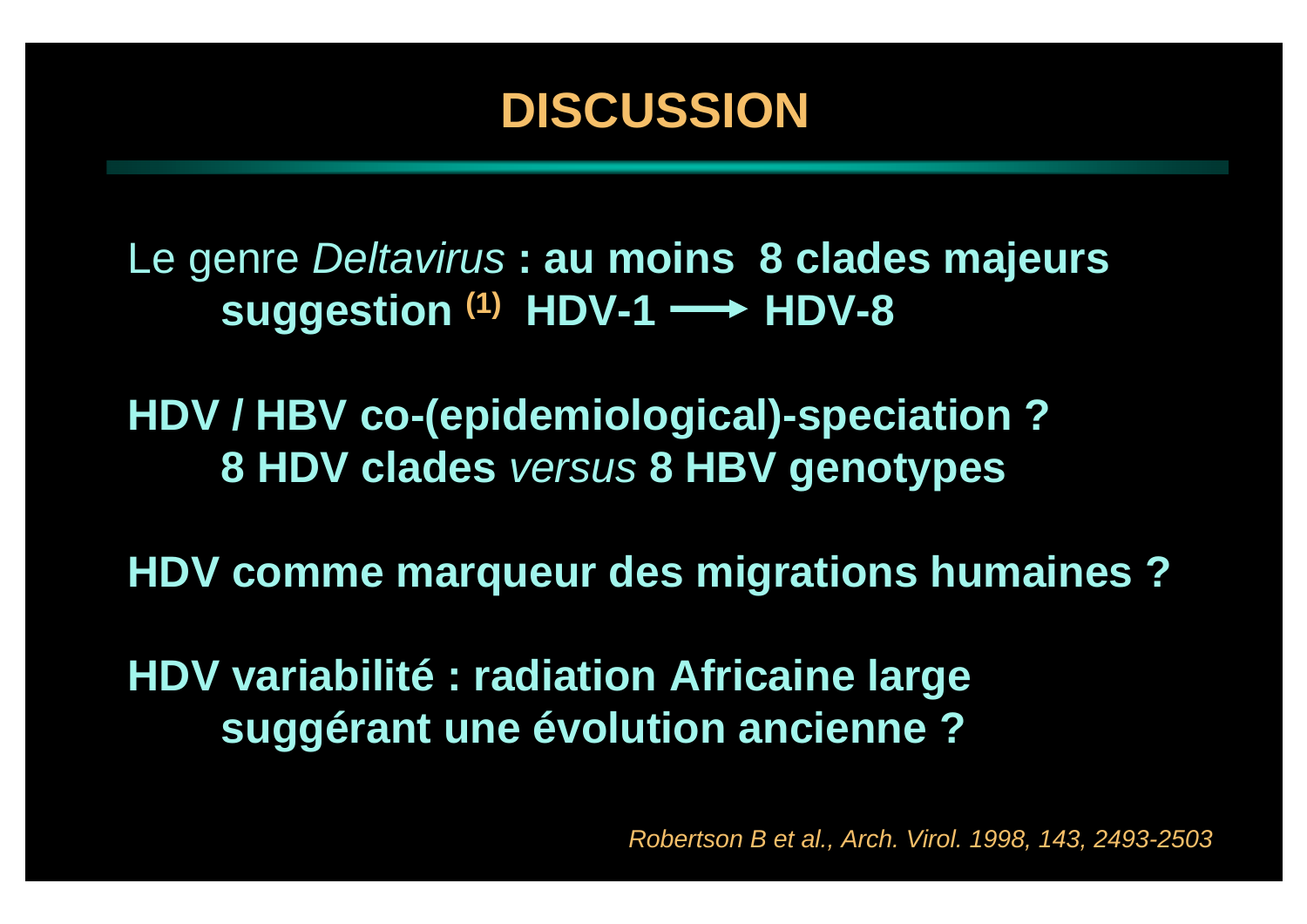# DISCUSSION

Le genre *Deltavirus* **: au moins 8 clades majeurs**
**suggestion [1] HDV-1 ⟶ HDV-8**

**HDV / HBV co-(epidemiological)-speciation ?**
**8 HDV clades** *versus* **8 HBV genotypes**

**HDV comme marqueur des migrations humaines ?**

**HDV variabilité : radiation Africaine large**
**suggérant une évolution ancienne ?**

*Robertson B et al., Arch. Virol. 1998, 143, 2493-2503*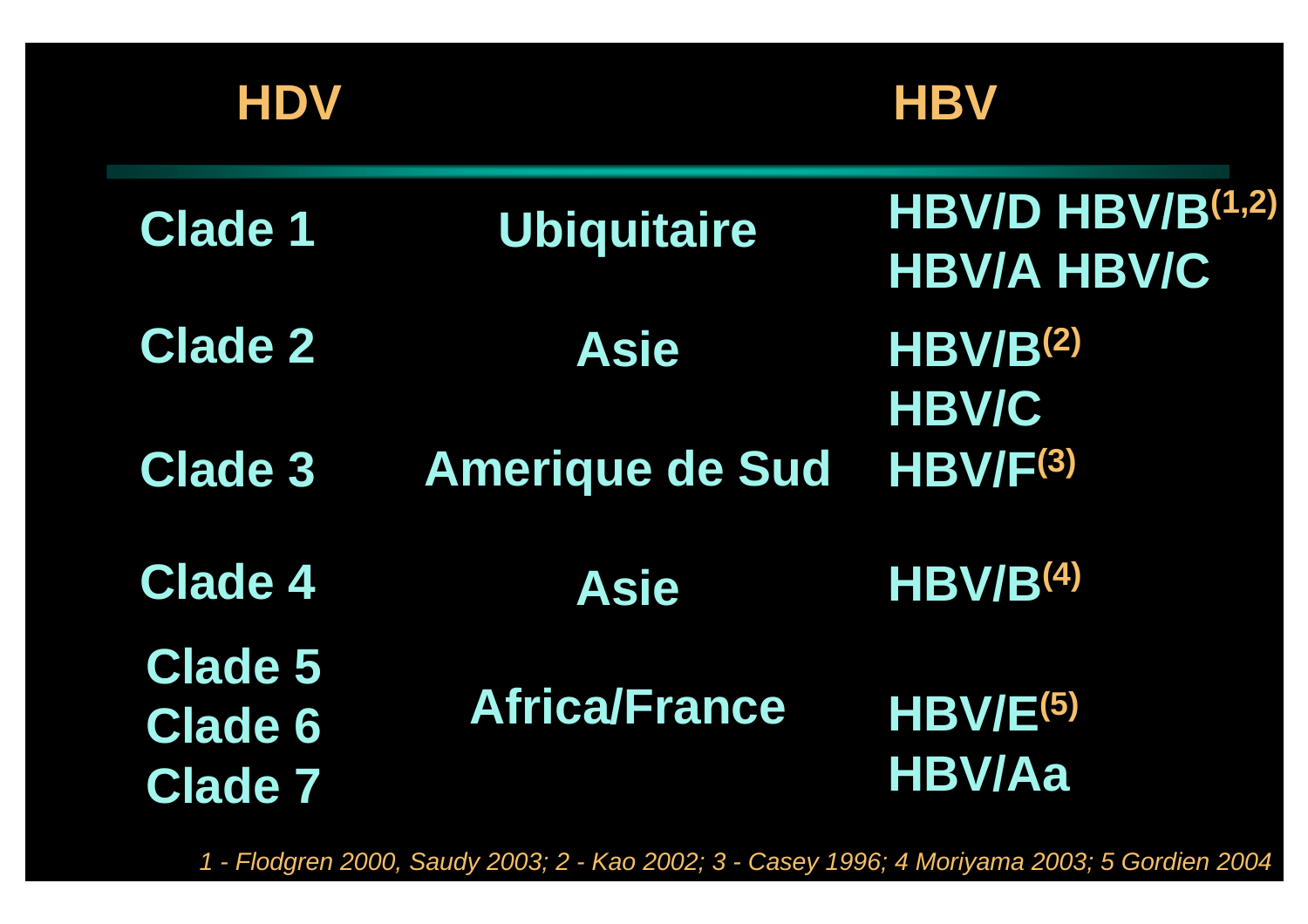| HDV | | HBV |
|---|---|---|
| Clade 1 | Ubiquitaire | HBV/D HBV/B[1,2] HBV/A HBV/C |
| Clade 2 | Asie | HBV/B[2] HBV/C |
| Clade 3 | Amerique de Sud | HBV/F[3] |
| Clade 4 | Asie | HBV/B[4] |
| Clade 5 Clade 6 Clade 7 | Africa/France | HBV/E[5] HBV/Aa |

*1 - Flodgren 2000, Saudy 2003; 2 - Kao 2002; 3 - Casey 1996; 4 Moriyama 2003; 5 Gordien 2004*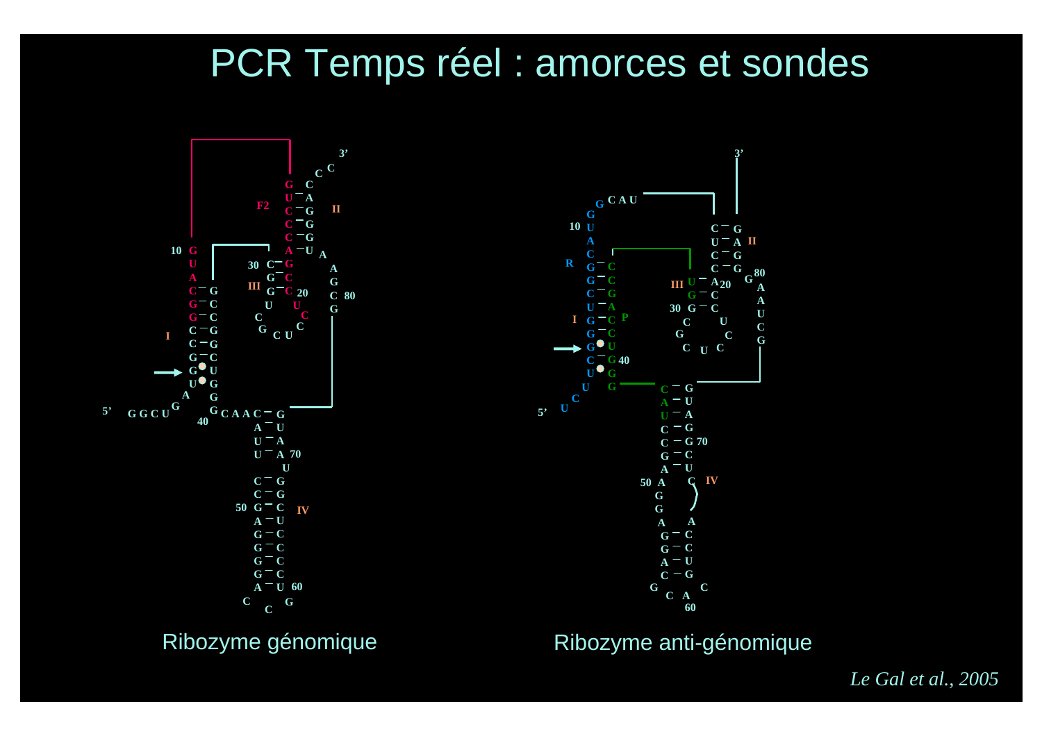# PCR Temps réel : amorces et sondes

Ribozyme génomique

Ribozyme anti-génomique

*Le Gal et al., 2005*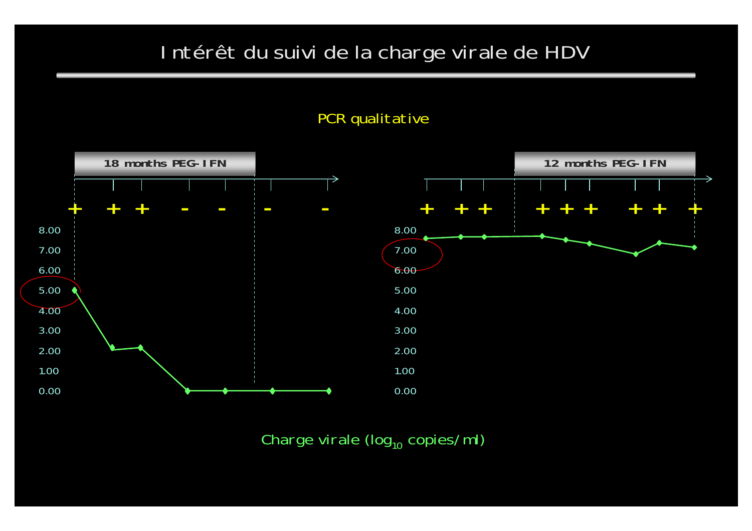# Intérêt du suivi de la charge virale de HDV

PCR qualitative

18 months PEG-IFN

12 months PEG-IFN

+ + + - - - -

+ + + + + + + + +

8.00
7.00
6.00
5.00
4.00
3.00
2.00
1.00
0.00

Charge virale ($log_{10}$ copies/ml)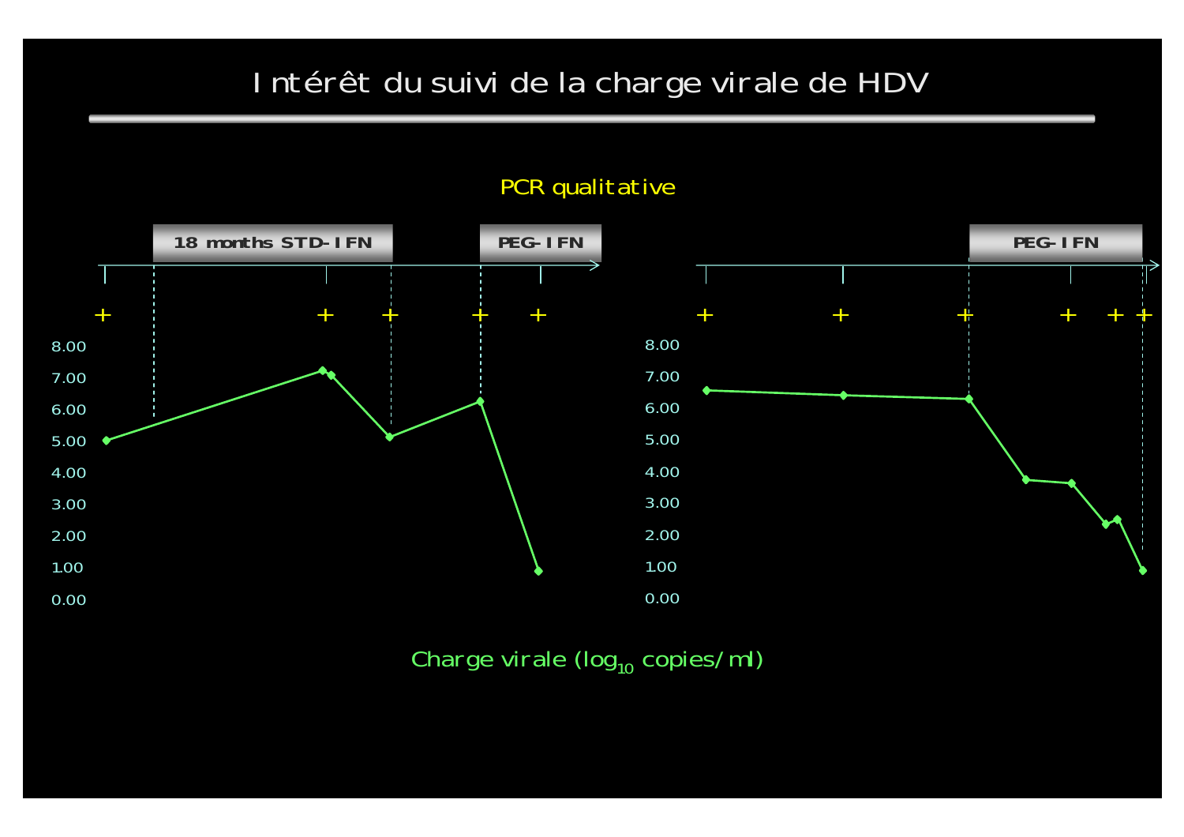# Intérêt du suivi de la charge virale de HDV

PCR qualitative

18 months STD-IFN

PEG-IFN

PEG-IFN

+ + + + +

+ + + + + +

8.00
7.00
6.00
5.00
4.00
3.00
2.00
1.00
0.00

8.00
7.00
6.00
5.00
4.00
3.00
2.00
1.00
0.00

Charge virale ($log_{10}$ copies/ml)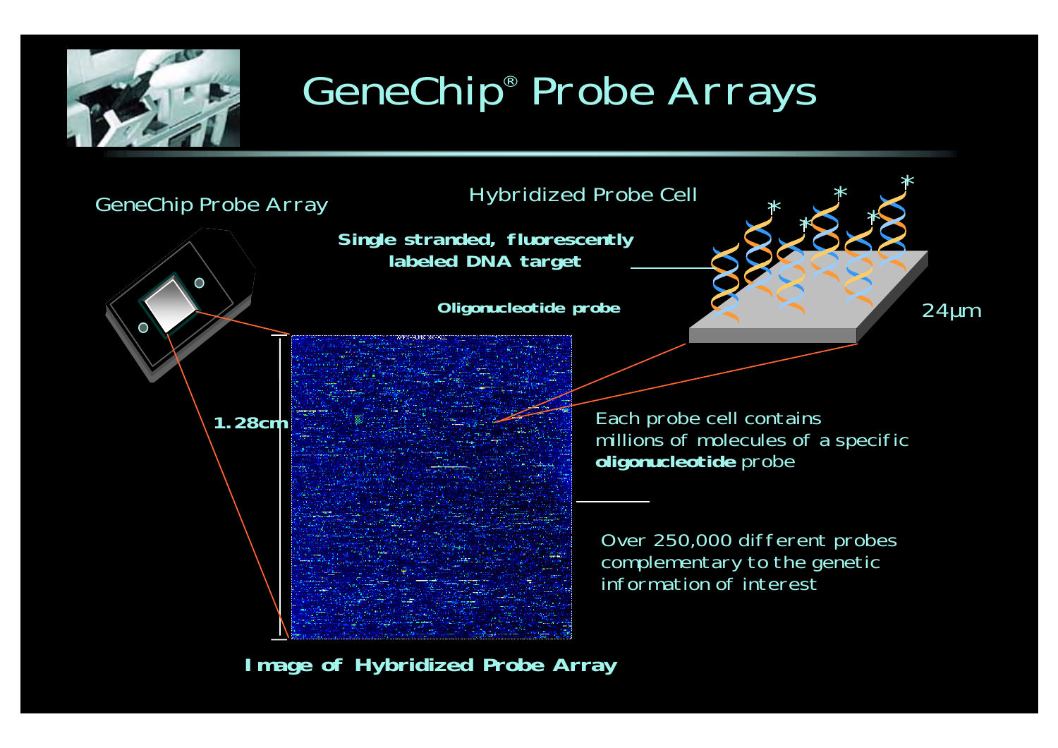# GeneChip® Probe Arrays

GeneChip Probe Array

Hybridized Probe Cell

**Single stranded, fluorescently labeled DNA target**

**Oligonucleotide probe**

24µm

1.28cm

Each probe cell contains millions of molecules of a specific **oligonucleotide** probe

Over 250,000 different probes complementary to the genetic information of interest

**Image of Hybridized Probe Array**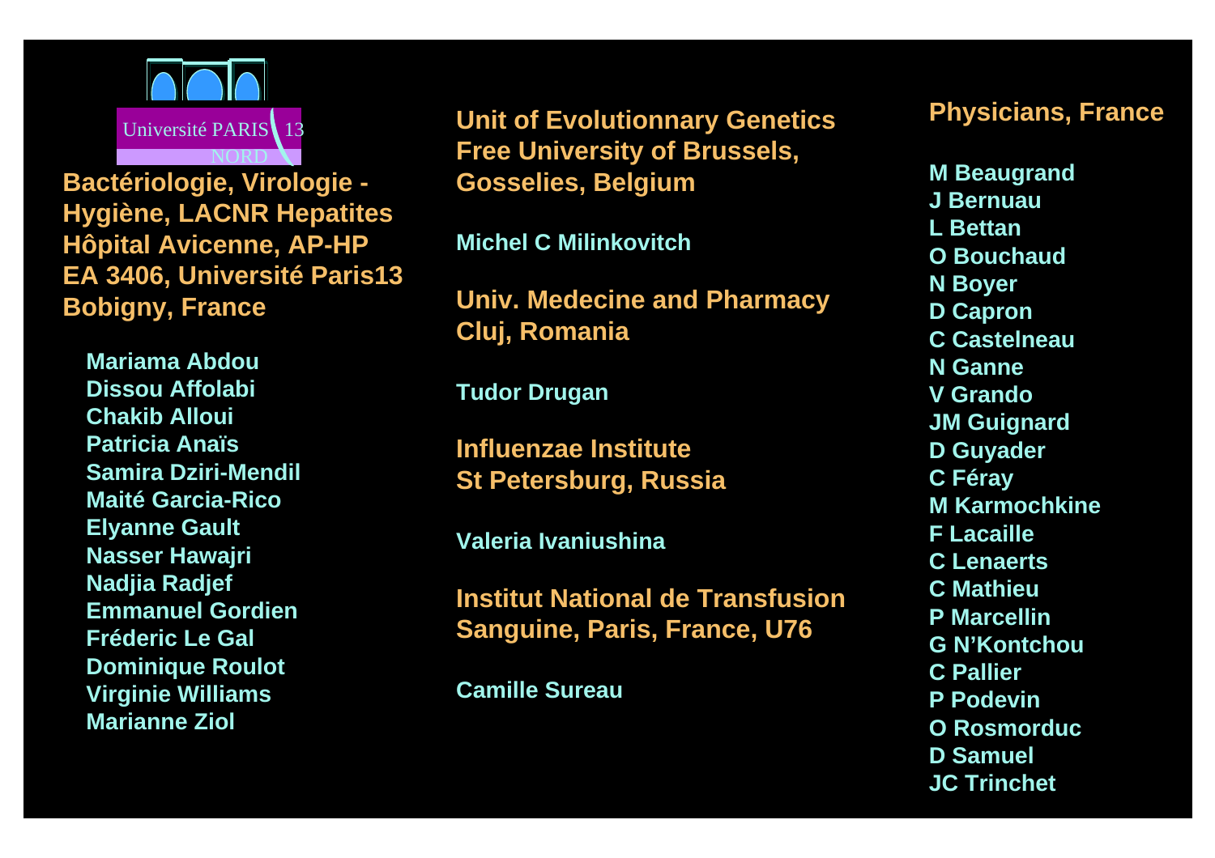Université PARIS 13 NORD

**Bactériologie, Virologie - Hygiène, LACNR Hepatites Hôpital Avicenne, AP-HP EA 3406, Université Paris13 Bobigny, France**

- Mariama Abdou
- Dissou Affolabi
- Chakib Alloui
- Patricia Anaïs
- Samira Dziri-Mendil
- Maité Garcia-Rico
- Elyanne Gault
- Nasser Hawajri
- Nadjia Radjef
- Emmanuel Gordien
- Fréderic Le Gal
- Dominique Roulot
- Virginie Williams
- Marianne Ziol

**Unit of Evolutionnary Genetics Free University of Brussels, Gosselies, Belgium**

Michel C Milinkovitch

**Univ. Medecine and Pharmacy Cluj, Romania**

Tudor Drugan

**Influenzae Institute St Petersburg, Russia**

Valeria Ivaniushina

**Institut National de Transfusion Sanguine, Paris, France, U76**

Camille Sureau

**Physicians, France**

- M Beaugrand
- J Bernuau
- L Bettan
- O Bouchaud
- N Boyer
- D Capron
- C Castelneau
- N Ganne
- V Grando
- JM Guignard
- D Guyader
- C Féray
- M Karmochkine
- F Lacaille
- C Lenaerts
- C Mathieu
- P Marcellin
- G N'Kontchou
- C Pallier
- P Podevin
- O Rosmorduc
- D Samuel
- JC Trinchet